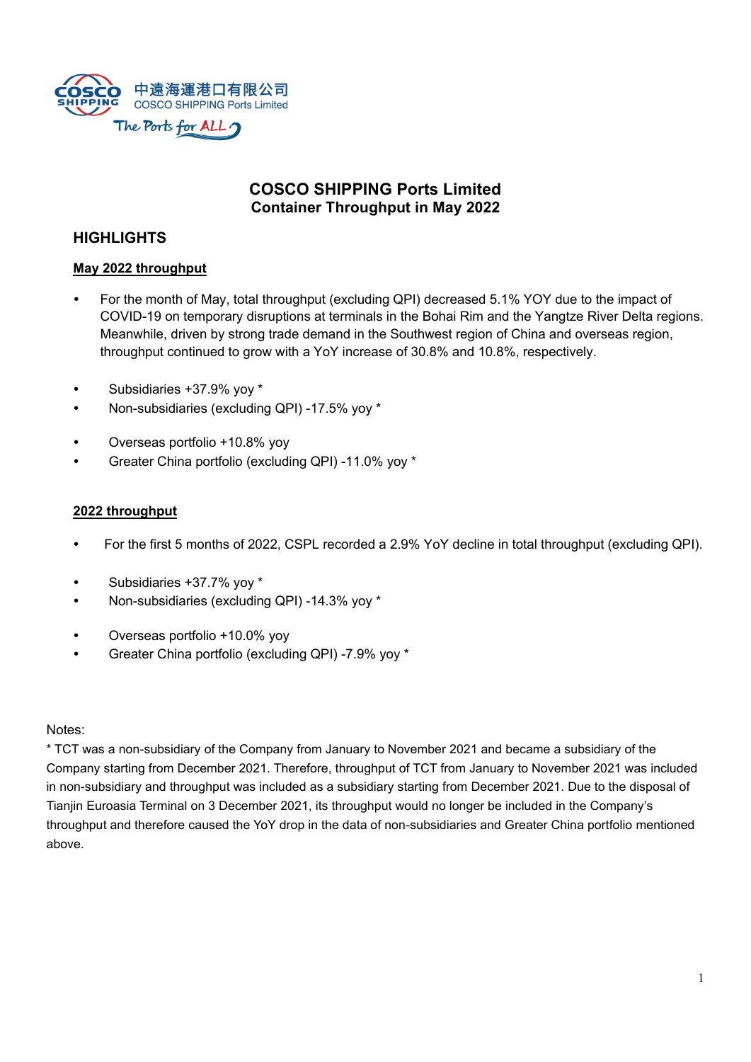中遠海運港口有限公司
COSCO SHIPPING Ports Limited
The Ports for ALL

# COSCO SHIPPING Ports Limited
## Container Throughput in May 2022

## HIGHLIGHTS

### May 2022 throughput

- For the month of May, total throughput (excluding QPI) decreased 5.1% YOY due to the impact of COVID-19 on temporary disruptions at terminals in the Bohai Rim and the Yangtze River Delta regions. Meanwhile, driven by strong trade demand in the Southwest region of China and overseas region, throughput continued to grow with a YoY increase of 30.8% and 10.8%, respectively.

- Subsidiaries +37.9% yoy *
- Non-subsidiaries (excluding QPI) -17.5% yoy *

- Overseas portfolio +10.8% yoy
- Greater China portfolio (excluding QPI) -11.0% yoy *

### 2022 throughput

- For the first 5 months of 2022, CSPL recorded a 2.9% YoY decline in total throughput (excluding QPI).

- Subsidiaries +37.7% yoy *
- Non-subsidiaries (excluding QPI) -14.3% yoy *

- Overseas portfolio +10.0% yoy
- Greater China portfolio (excluding QPI) -7.9% yoy *

Notes:
* TCT was a non-subsidiary of the Company from January to November 2021 and became a subsidiary of the Company starting from December 2021. Therefore, throughput of TCT from January to November 2021 was included in non-subsidiary and throughput was included as a subsidiary starting from December 2021. Due to the disposal of Tianjin Euroasia Terminal on 3 December 2021, its throughput would no longer be included in the Company's throughput and therefore caused the YoY drop in the data of non-subsidiaries and Greater China portfolio mentioned above.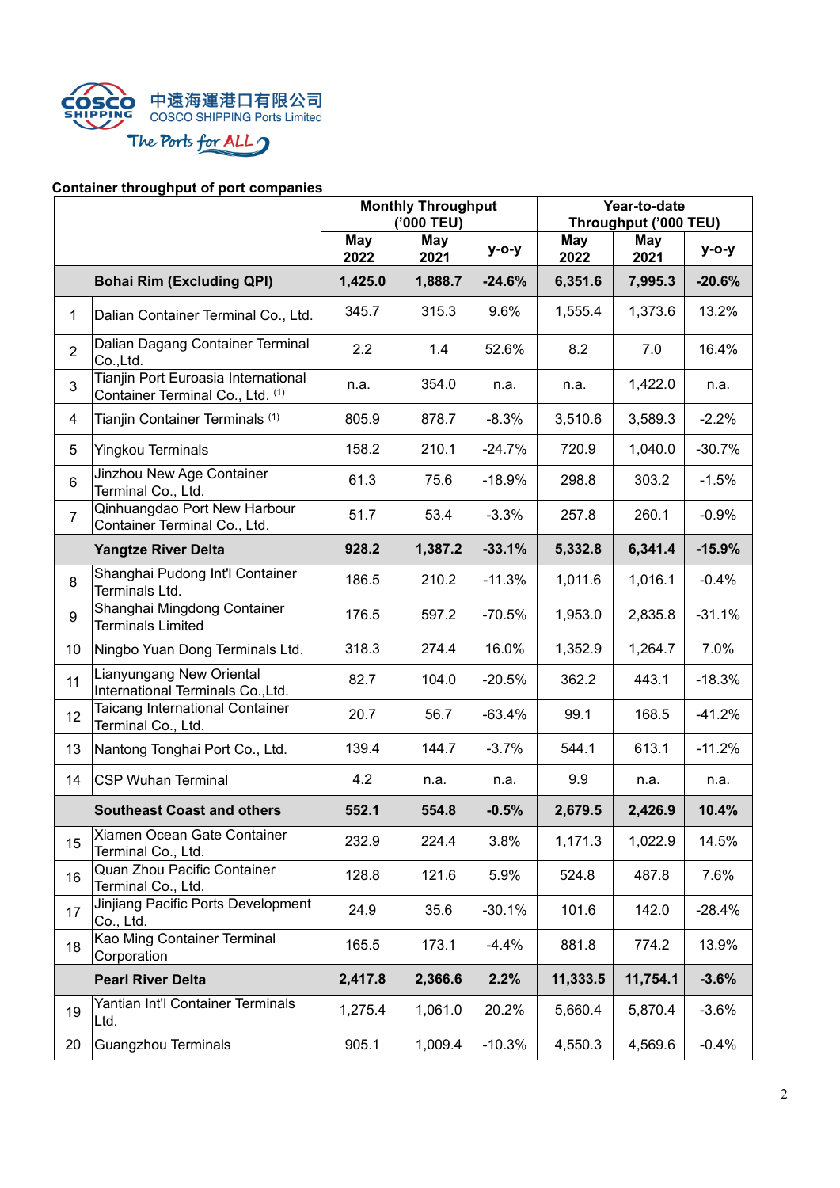**Container throughput of port companies**

| | | Monthly Throughput ('000 TEU) | | | Year-to-date Throughput ('000 TEU) | | |
|---|---|---|---|---|---|---|---|
| | | May 2022 | May 2021 | y-o-y | May 2022 | May 2021 | y-o-y |
| | **Bohai Rim (Excluding QPI)** | **1,425.0** | **1,888.7** | **-24.6%** | **6,351.6** | **7,995.3** | **-20.6%** |
| 1 | Dalian Container Terminal Co., Ltd. | 345.7 | 315.3 | 9.6% | 1,555.4 | 1,373.6 | 13.2% |
| 2 | Dalian Dagang Container Terminal Co.,Ltd. | 2.2 | 1.4 | 52.6% | 8.2 | 7.0 | 16.4% |
| 3 | Tianjin Port Euroasia International Container Terminal Co., Ltd. (1) | n.a. | 354.0 | n.a. | n.a. | 1,422.0 | n.a. |
| 4 | Tianjin Container Terminals (1) | 805.9 | 878.7 | -8.3% | 3,510.6 | 3,589.3 | -2.2% |
| 5 | Yingkou Terminals | 158.2 | 210.1 | -24.7% | 720.9 | 1,040.0 | -30.7% |
| 6 | Jinzhou New Age Container Terminal Co., Ltd. | 61.3 | 75.6 | -18.9% | 298.8 | 303.2 | -1.5% |
| 7 | Qinhuangdao Port New Harbour Container Terminal Co., Ltd. | 51.7 | 53.4 | -3.3% | 257.8 | 260.1 | -0.9% |
| | **Yangtze River Delta** | **928.2** | **1,387.2** | **-33.1%** | **5,332.8** | **6,341.4** | **-15.9%** |
| 8 | Shanghai Pudong Int'l Container Terminals Ltd. | 186.5 | 210.2 | -11.3% | 1,011.6 | 1,016.1 | -0.4% |
| 9 | Shanghai Mingdong Container Terminals Limited | 176.5 | 597.2 | -70.5% | 1,953.0 | 2,835.8 | -31.1% |
| 10 | Ningbo Yuan Dong Terminals Ltd. | 318.3 | 274.4 | 16.0% | 1,352.9 | 1,264.7 | 7.0% |
| 11 | Lianyungang New Oriental International Terminals Co.,Ltd. | 82.7 | 104.0 | -20.5% | 362.2 | 443.1 | -18.3% |
| 12 | Taicang International Container Terminal Co., Ltd. | 20.7 | 56.7 | -63.4% | 99.1 | 168.5 | -41.2% |
| 13 | Nantong Tonghai Port Co., Ltd. | 139.4 | 144.7 | -3.7% | 544.1 | 613.1 | -11.2% |
| 14 | CSP Wuhan Terminal | 4.2 | n.a. | n.a. | 9.9 | n.a. | n.a. |
| | **Southeast Coast and others** | **552.1** | **554.8** | **-0.5%** | **2,679.5** | **2,426.9** | **10.4%** |
| 15 | Xiamen Ocean Gate Container Terminal Co., Ltd. | 232.9 | 224.4 | 3.8% | 1,171.3 | 1,022.9 | 14.5% |
| 16 | Quan Zhou Pacific Container Terminal Co., Ltd. | 128.8 | 121.6 | 5.9% | 524.8 | 487.8 | 7.6% |
| 17 | Jinjiang Pacific Ports Development Co., Ltd. | 24.9 | 35.6 | -30.1% | 101.6 | 142.0 | -28.4% |
| 18 | Kao Ming Container Terminal Corporation | 165.5 | 173.1 | -4.4% | 881.8 | 774.2 | 13.9% |
| | **Pearl River Delta** | **2,417.8** | **2,366.6** | **2.2%** | **11,333.5** | **11,754.1** | **-3.6%** |
| 19 | Yantian Int'l Container Terminals Ltd. | 1,275.4 | 1,061.0 | 20.2% | 5,660.4 | 5,870.4 | -3.6% |
| 20 | Guangzhou Terminals | 905.1 | 1,009.4 | -10.3% | 4,550.3 | 4,569.6 | -0.4% |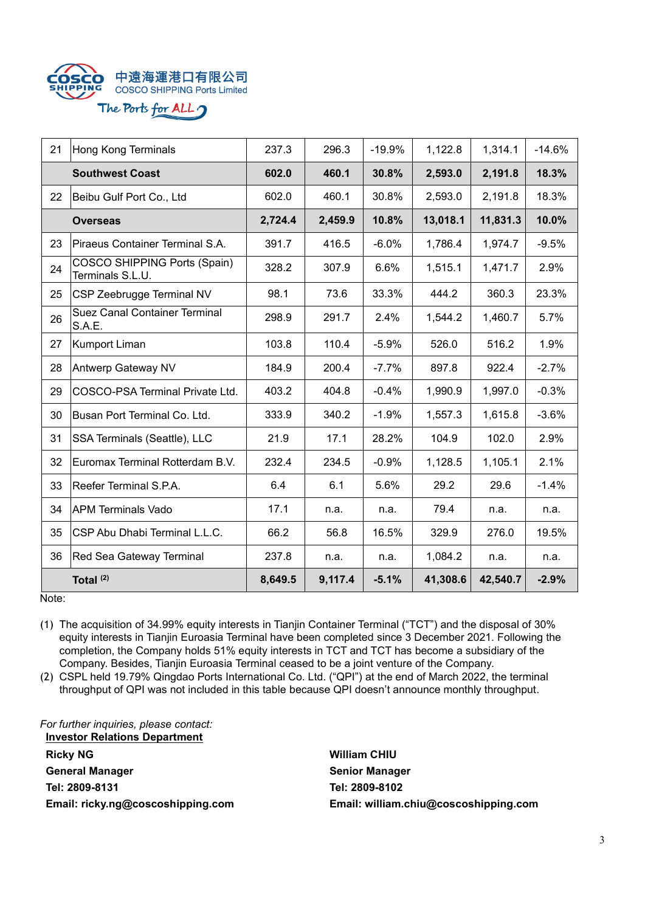| | | | | | | | |
|---|---|---|---|---|---|---|---|
| 21 | Hong Kong Terminals | 237.3 | 296.3 | -19.9% | 1,122.8 | 1,314.1 | -14.6% |
| | **Southwest Coast** | **602.0** | **460.1** | **30.8%** | **2,593.0** | **2,191.8** | **18.3%** |
| 22 | Beibu Gulf Port Co., Ltd | 602.0 | 460.1 | 30.8% | 2,593.0 | 2,191.8 | 18.3% |
| | **Overseas** | **2,724.4** | **2,459.9** | **10.8%** | **13,018.1** | **11,831.3** | **10.0%** |
| 23 | Piraeus Container Terminal S.A. | 391.7 | 416.5 | -6.0% | 1,786.4 | 1,974.7 | -9.5% |
| 24 | COSCO SHIPPING Ports (Spain) Terminals S.L.U. | 328.2 | 307.9 | 6.6% | 1,515.1 | 1,471.7 | 2.9% |
| 25 | CSP Zeebrugge Terminal NV | 98.1 | 73.6 | 33.3% | 444.2 | 360.3 | 23.3% |
| 26 | Suez Canal Container Terminal S.A.E. | 298.9 | 291.7 | 2.4% | 1,544.2 | 1,460.7 | 5.7% |
| 27 | Kumport Liman | 103.8 | 110.4 | -5.9% | 526.0 | 516.2 | 1.9% |
| 28 | Antwerp Gateway NV | 184.9 | 200.4 | -7.7% | 897.8 | 922.4 | -2.7% |
| 29 | COSCO-PSA Terminal Private Ltd. | 403.2 | 404.8 | -0.4% | 1,990.9 | 1,997.0 | -0.3% |
| 30 | Busan Port Terminal Co. Ltd. | 333.9 | 340.2 | -1.9% | 1,557.3 | 1,615.8 | -3.6% |
| 31 | SSA Terminals (Seattle), LLC | 21.9 | 17.1 | 28.2% | 104.9 | 102.0 | 2.9% |
| 32 | Euromax Terminal Rotterdam B.V. | 232.4 | 234.5 | -0.9% | 1,128.5 | 1,105.1 | 2.1% |
| 33 | Reefer Terminal S.P.A. | 6.4 | 6.1 | 5.6% | 29.2 | 29.6 | -1.4% |
| 34 | APM Terminals Vado | 17.1 | n.a. | n.a. | 79.4 | n.a. | n.a. |
| 35 | CSP Abu Dhabi Terminal L.L.C. | 66.2 | 56.8 | 16.5% | 329.9 | 276.0 | 19.5% |
| 36 | Red Sea Gateway Terminal | 237.8 | n.a. | n.a. | 1,084.2 | n.a. | n.a. |
| | **Total (2)** | **8,649.5** | **9,117.4** | **-5.1%** | **41,308.6** | **42,540.7** | **-2.9%** |

Note:

(1) The acquisition of 34.99% equity interests in Tianjin Container Terminal ("TCT") and the disposal of 30% equity interests in Tianjin Euroasia Terminal have been completed since 3 December 2021. Following the completion, the Company holds 51% equity interests in TCT and TCT has become a subsidiary of the Company. Besides, Tianjin Euroasia Terminal ceased to be a joint venture of the Company.

(2) CSPL held 19.79% Qingdao Ports International Co. Ltd. ("QPI") at the end of March 2022, the terminal throughput of QPI was not included in this table because QPI doesn't announce monthly throughput.

*For further inquiries, please contact:*

**Investor Relations Department**

**Ricky NG**
**General Manager**
**Tel: 2809-8131**
**Email: ricky.ng@coscoshipping.com**

**William CHIU**
**Senior Manager**
**Tel: 2809-8102**
**Email: william.chiu@coscoshipping.com**